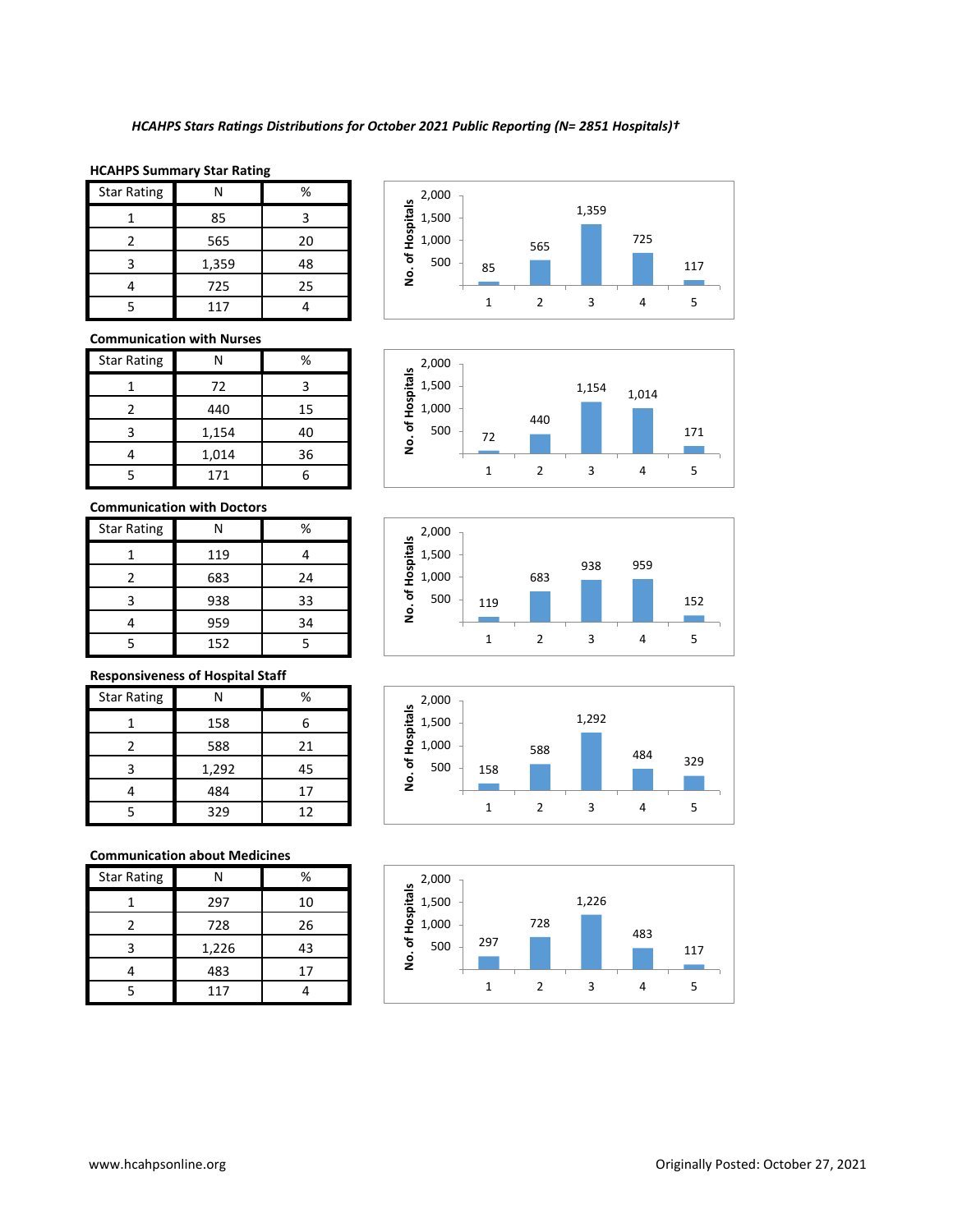*HCAHPS Stars Ratings Distributions for October 2021 Public Reporting (N= 2851 Hospitals)†*

**HCAHPS Summary Star Rating**

| Star Rating | N | % |
|---|---|---|
| 1 | 85 | 3 |
| 2 | 565 | 20 |
| 3 | 1,359 | 48 |
| 4 | 725 | 25 |
| 5 | 117 | 4 |

**Communication with Nurses**

| Star Rating | N | % |
|---|---|---|
| 1 | 72 | 3 |
| 2 | 440 | 15 |
| 3 | 1,154 | 40 |
| 4 | 1,014 | 36 |
| 5 | 171 | 6 |

**Communication with Doctors**

| Star Rating | N | % |
|---|---|---|
| 1 | 119 | 4 |
| 2 | 683 | 24 |
| 3 | 938 | 33 |
| 4 | 959 | 34 |
| 5 | 152 | 5 |

**Responsiveness of Hospital Staff**

| Star Rating | N | % |
|---|---|---|
| 1 | 158 | 6 |
| 2 | 588 | 21 |
| 3 | 1,292 | 45 |
| 4 | 484 | 17 |
| 5 | 329 | 12 |

**Communication about Medicines**

| Star Rating | N | % |
|---|---|---|
| 1 | 297 | 10 |
| 2 | 728 | 26 |
| 3 | 1,226 | 43 |
| 4 | 483 | 17 |
| 5 | 117 | 4 |

www.hcahpsonline.org

Originally Posted: October 27, 2021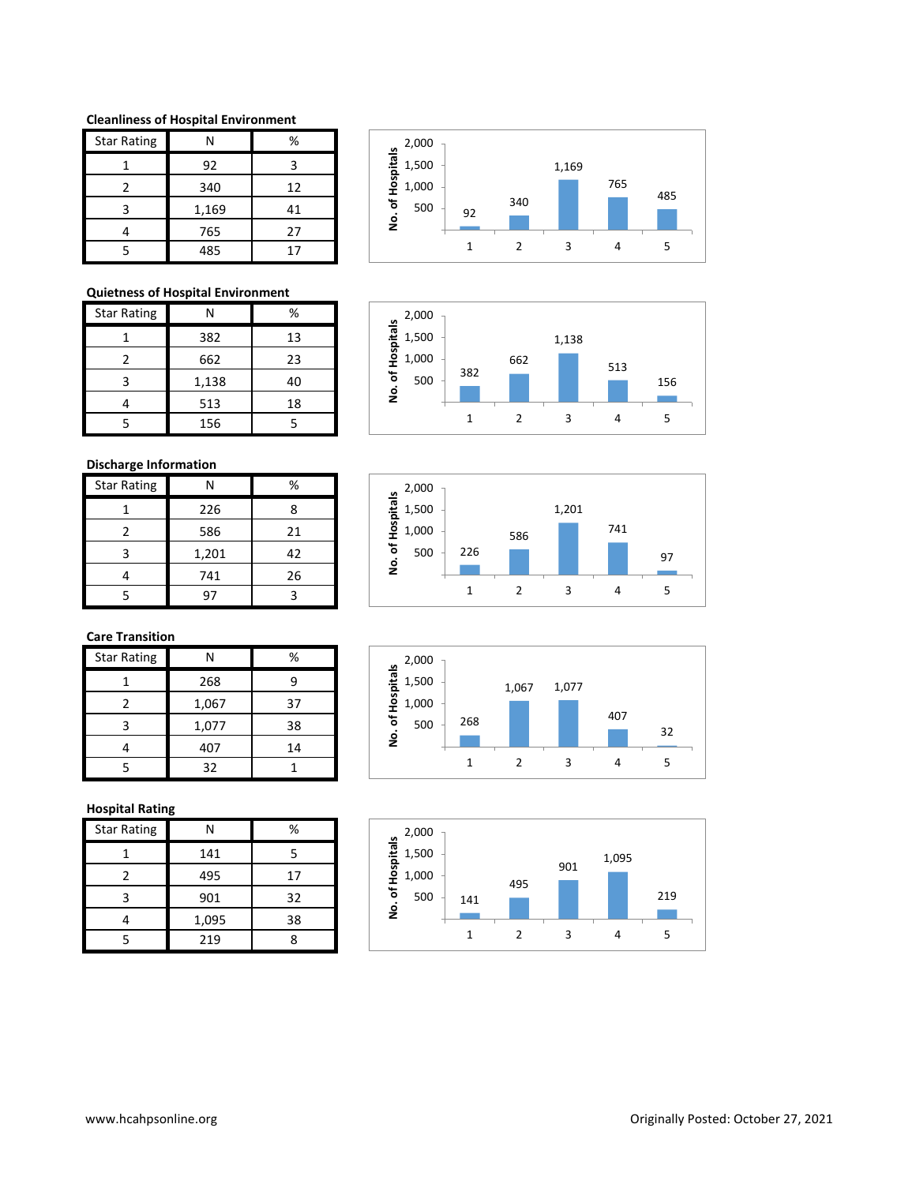**Cleanliness of Hospital Environment**

| Star Rating | N | % |
|---|---|---|
| 1 | 92 | 3 |
| 2 | 340 | 12 |
| 3 | 1,169 | 41 |
| 4 | 765 | 27 |
| 5 | 485 | 17 |

**Quietness of Hospital Environment**

| Star Rating | N | % |
|---|---|---|
| 1 | 382 | 13 |
| 2 | 662 | 23 |
| 3 | 1,138 | 40 |
| 4 | 513 | 18 |
| 5 | 156 | 5 |

**Discharge Information**

| Star Rating | N | % |
|---|---|---|
| 1 | 226 | 8 |
| 2 | 586 | 21 |
| 3 | 1,201 | 42 |
| 4 | 741 | 26 |
| 5 | 97 | 3 |

**Care Transition**

| Star Rating | N | % |
|---|---|---|
| 1 | 268 | 9 |
| 2 | 1,067 | 37 |
| 3 | 1,077 | 38 |
| 4 | 407 | 14 |
| 5 | 32 | 1 |

**Hospital Rating**

| Star Rating | N | % |
|---|---|---|
| 1 | 141 | 5 |
| 2 | 495 | 17 |
| 3 | 901 | 32 |
| 4 | 1,095 | 38 |
| 5 | 219 | 8 |

www.hcahpsonline.org

Originally Posted: October 27, 2021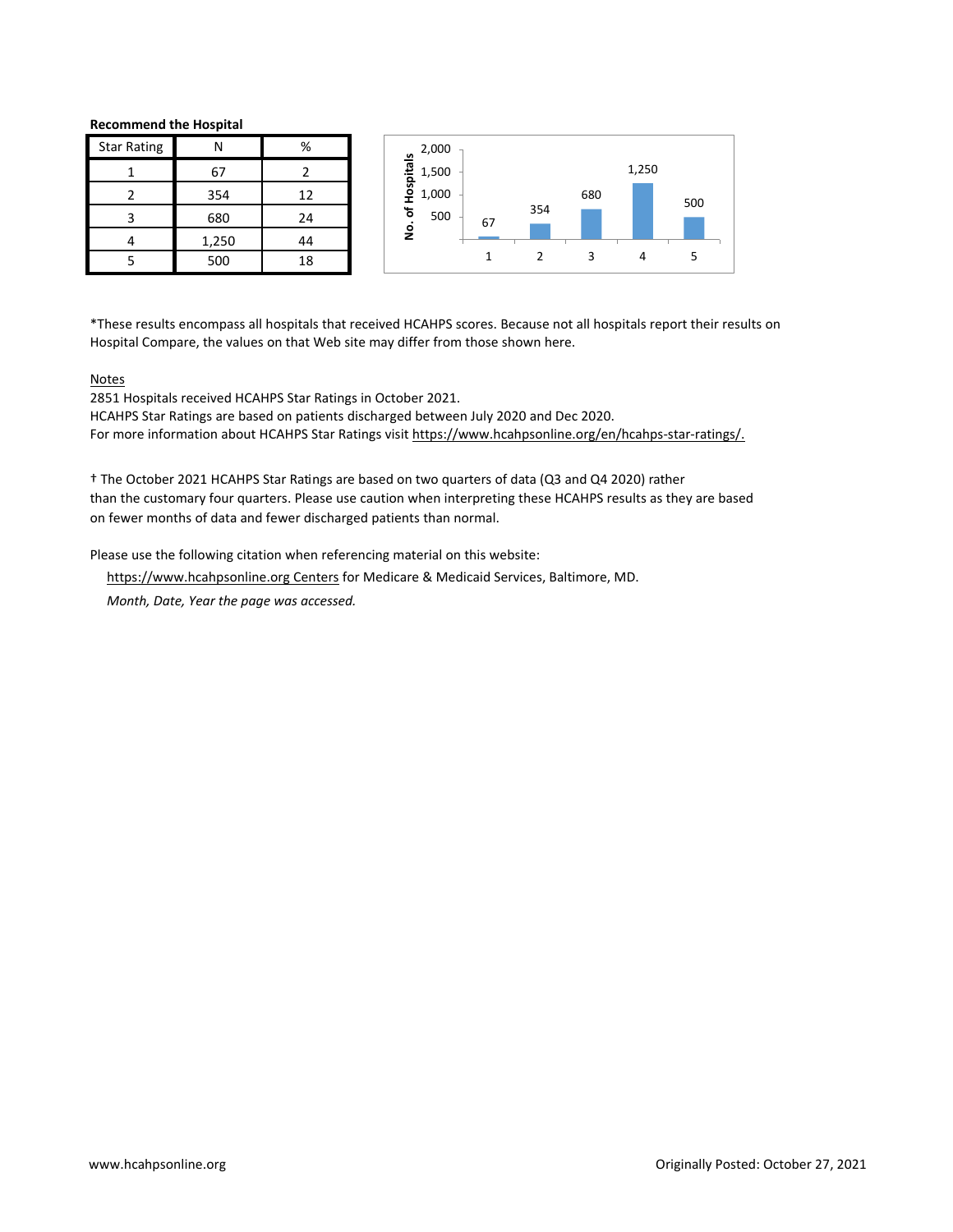**Recommend the Hospital**

| Star Rating | N | % |
|---|---|---|
| 1 | 67 | 2 |
| 2 | 354 | 12 |
| 3 | 680 | 24 |
| 4 | 1,250 | 44 |
| 5 | 500 | 18 |

No. of Hospitals

2,000
1,500
1,000
500

67
354
680
1,250
500

1 2 3 4 5

*These results encompass all hospitals that received HCAHPS scores. Because not all hospitals report their results on Hospital Compare, the values on that Web site may differ from those shown here.

Notes

2851 Hospitals received HCAHPS Star Ratings in October 2021.
HCAHPS Star Ratings are based on patients discharged between July 2020 and Dec 2020.
For more information about HCAHPS Star Ratings visit https://www.hcahpsonline.org/en/hcahps-star-ratings/.

† The October 2021 HCAHPS Star Ratings are based on two quarters of data (Q3 and Q4 2020) rather than the customary four quarters. Please use caution when interpreting these HCAHPS results as they are based on fewer months of data and fewer discharged patients than normal.

Please use the following citation when referencing material on this website:

https://www.hcahpsonline.org Centers for Medicare & Medicaid Services, Baltimore, MD.

*Month, Date, Year the page was accessed.*

www.hcahpsonline.org

Originally Posted: October 27, 2021